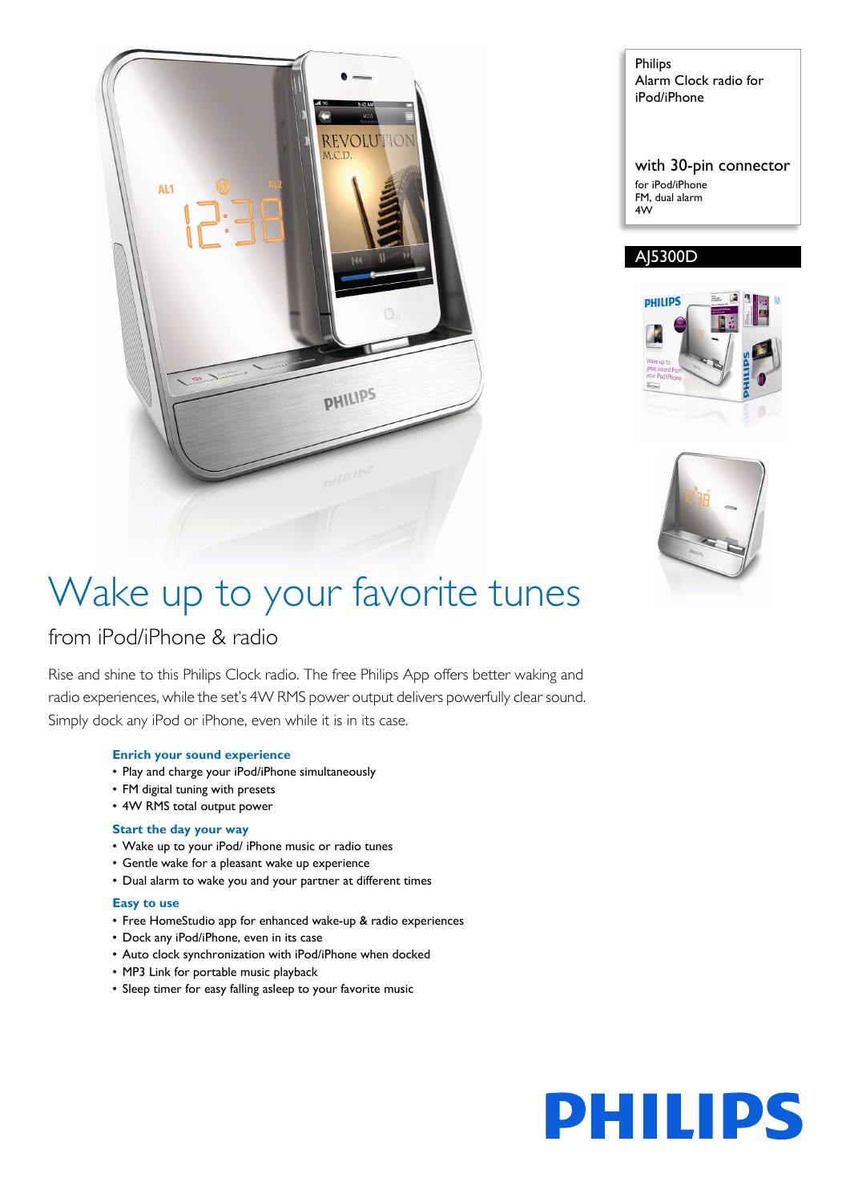Philips
Alarm Clock radio for iPod/iPhone

with 30-pin connector
for iPod/iPhone
FM, dual alarm
4W

AJ5300D

# Wake up to your favorite tunes

## from iPod/iPhone & radio

Rise and shine to this Philips Clock radio. The free Philips App offers better waking and radio experiences, while the set's 4W RMS power output delivers powerfully clear sound. Simply dock any iPod or iPhone, even while it is in its case.

### Enrich your sound experience

- Play and charge your iPod/iPhone simultaneously
- FM digital tuning with presets
- 4W RMS total output power

### Start the day your way

- Wake up to your iPod/ iPhone music or radio tunes
- Gentle wake for a pleasant wake up experience
- Dual alarm to wake you and your partner at different times

### Easy to use

- Free HomeStudio app for enhanced wake-up & radio experiences
- Dock any iPod/iPhone, even in its case
- Auto clock synchronization with iPod/iPhone when docked
- MP3 Link for portable music playback
- Sleep timer for easy falling asleep to your favorite music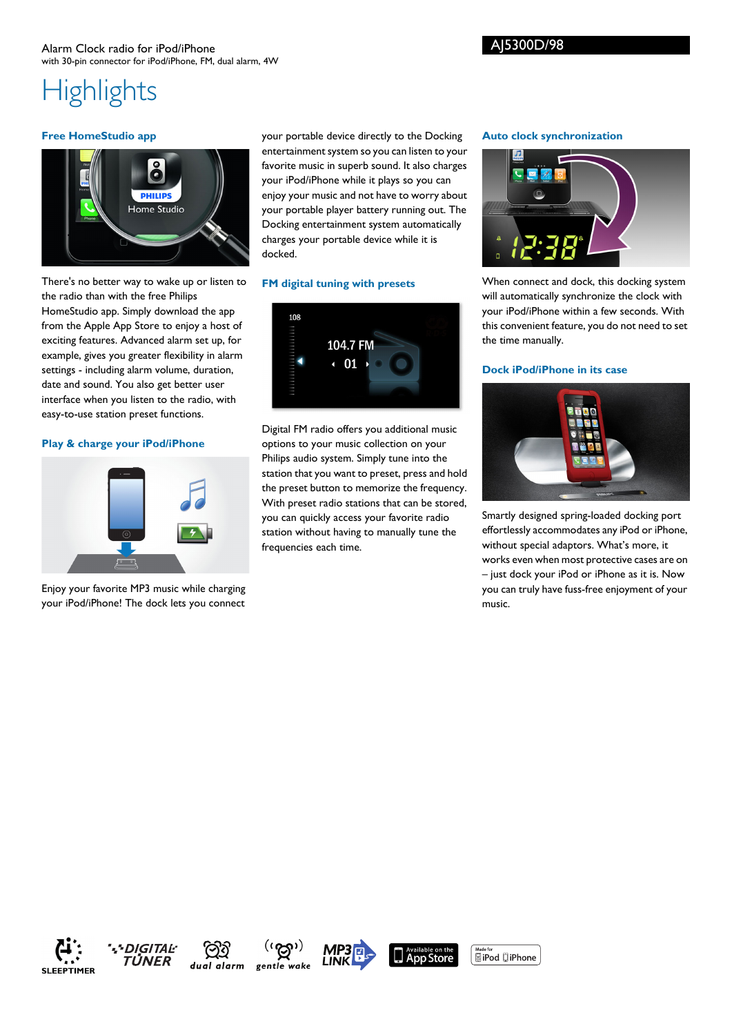Alarm Clock radio for iPod/iPhone
with 30-pin connector for iPod/iPhone, FM, dual alarm, 4W

AJ5300D/98

# Highlights

### Free HomeStudio app

There's no better way to wake up or listen to the radio than with the free Philips HomeStudio app. Simply download the app from the Apple App Store to enjoy a host of exciting features. Advanced alarm set up, for example, gives you greater flexibility in alarm settings - including alarm volume, duration, date and sound. You also get better user interface when you listen to the radio, with easy-to-use station preset functions.

### Play & charge your iPod/iPhone

Enjoy your favorite MP3 music while charging your iPod/iPhone! The dock lets you connect your portable device directly to the Docking entertainment system so you can listen to your favorite music in superb sound. It also charges your iPod/iPhone while it plays so you can enjoy your music and not have to worry about your portable player battery running out. The Docking entertainment system automatically charges your portable device while it is docked.

### FM digital tuning with presets

Digital FM radio offers you additional music options to your music collection on your Philips audio system. Simply tune into the station that you want to preset, press and hold the preset button to memorize the frequency. With preset radio stations that can be stored, you can quickly access your favorite radio station without having to manually tune the frequencies each time.

### Auto clock synchronization

When connect and dock, this docking system will automatically synchronize the clock with your iPod/iPhone within a few seconds. With this convenient feature, you do not need to set the time manually.

### Dock iPod/iPhone in its case

Smartly designed spring-loaded docking port effortlessly accommodates any iPod or iPhone, without special adaptors. What's more, it works even when most protective cases are on – just dock your iPod or iPhone as it is. Now you can truly have fuss-free enjoyment of your music.

SLEEPTIMER · DIGITAL TUNER · dual alarm · gentle wake · MP3 LINK · Available on the App Store · Made for iPod iPhone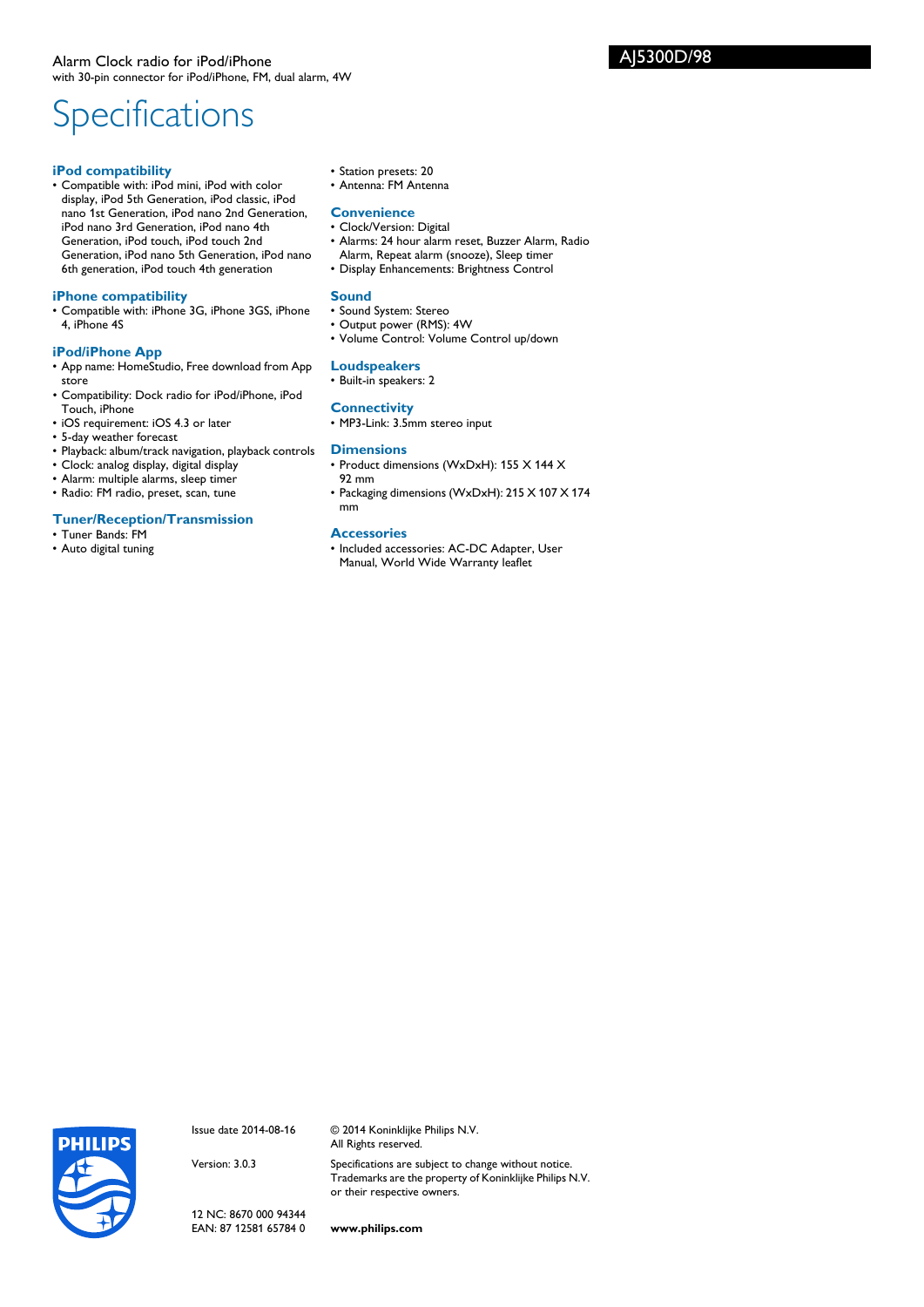Alarm Clock radio for iPod/iPhone
with 30-pin connector for iPod/iPhone, FM, dual alarm, 4W

AJ5300D/98

# Specifications

### iPod compatibility

- Compatible with: iPod mini, iPod with color display, iPod 5th Generation, iPod classic, iPod nano 1st Generation, iPod nano 2nd Generation, iPod nano 3rd Generation, iPod nano 4th Generation, iPod touch, iPod touch 2nd Generation, iPod nano 5th Generation, iPod nano 6th generation, iPod touch 4th generation

### iPhone compatibility

- Compatible with: iPhone 3G, iPhone 3GS, iPhone 4, iPhone 4S

### iPod/iPhone App

- App name: HomeStudio, Free download from App store
- Compatibility: Dock radio for iPod/iPhone, iPod Touch, iPhone
- iOS requirement: iOS 4.3 or later
- 5-day weather forecast
- Playback: album/track navigation, playback controls
- Clock: analog display, digital display
- Alarm: multiple alarms, sleep timer
- Radio: FM radio, preset, scan, tune

### Tuner/Reception/Transmission

- Tuner Bands: FM
- Auto digital tuning
- Station presets: 20
- Antenna: FM Antenna

### Convenience

- Clock/Version: Digital
- Alarms: 24 hour alarm reset, Buzzer Alarm, Radio Alarm, Repeat alarm (snooze), Sleep timer
- Display Enhancements: Brightness Control

### Sound

- Sound System: Stereo
- Output power (RMS): 4W
- Volume Control: Volume Control up/down

### Loudspeakers

- Built-in speakers: 2

### Connectivity

- MP3-Link: 3.5mm stereo input

### Dimensions

- Product dimensions (WxDxH): 155 X 144 X 92 mm
- Packaging dimensions (WxDxH): 215 X 107 X 174 mm

### Accessories

- Included accessories: AC-DC Adapter, User Manual, World Wide Warranty leaflet

Issue date 2014-08-16

Version: 3.0.3

12 NC: 8670 000 94344
EAN: 87 12581 65784 0

© 2014 Koninklijke Philips N.V.
All Rights reserved.

Specifications are subject to change without notice. Trademarks are the property of Koninklijke Philips N.V. or their respective owners.

**www.philips.com**